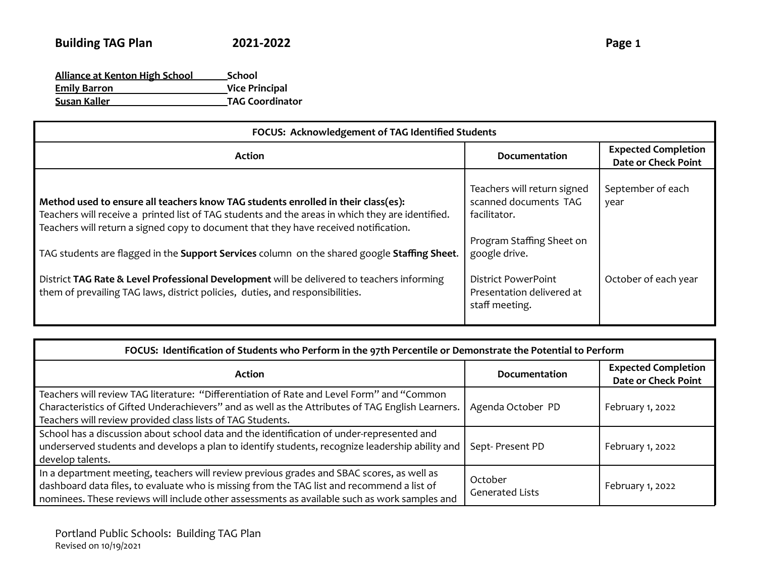# Building TAG Plan 2021-2022

**Alliance at Kenton High School** — **School**
**Emily Barron** — **Vice Principal**
**Susan Kaller** — **TAG Coordinator**

| **FOCUS: Acknowledgement of TAG Identified Students** | | |
|---|---|---|
| **Action** | **Documentation** | **Expected Completion Date or Check Point** |
| **Method used to ensure all teachers know TAG students enrolled in their class(es):** Teachers will receive a printed list of TAG students and the areas in which they are identified. Teachers will return a signed copy to document that they have received notification.<br><br>TAG students are flagged in the **Support Services** column on the shared google **Staffing Sheet**.<br><br>District **TAG Rate & Level Professional Development** will be delivered to teachers informing them of prevailing TAG laws, district policies, duties, and responsibilities. | Teachers will return signed scanned documents TAG facilitator.<br><br>Program Staffing Sheet on google drive.<br><br>District PowerPoint Presentation delivered at staff meeting. | September of each year<br><br><br><br>October of each year |

| **FOCUS: Identification of Students who Perform in the 97th Percentile or Demonstrate the Potential to Perform** | | |
|---|---|---|
| **Action** | **Documentation** | **Expected Completion Date or Check Point** |
| Teachers will review TAG literature: "Differentiation of Rate and Level Form" and "Common Characteristics of Gifted Underachievers" and as well as the Attributes of TAG English Learners. Teachers will review provided class lists of TAG Students. | Agenda October PD | February 1, 2022 |
| School has a discussion about school data and the identification of under-represented and underserved students and develops a plan to identify students, recognize leadership ability and develop talents. | Sept- Present PD | February 1, 2022 |
| In a department meeting, teachers will review previous grades and SBAC scores, as well as dashboard data files, to evaluate who is missing from the TAG list and recommend a list of nominees. These reviews will include other assessments as available such as work samples and | October Generated Lists | February 1, 2022 |

Portland Public Schools: Building TAG Plan
Revised on 10/19/2021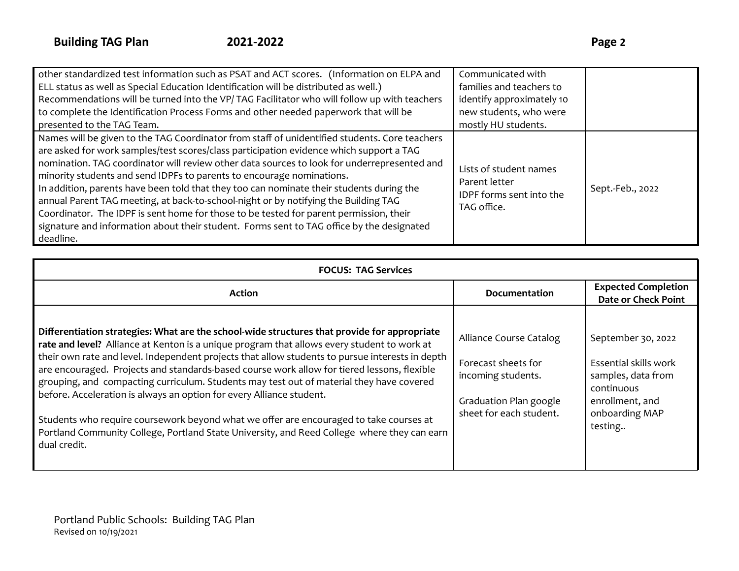| | | |
|---|---|---|
| other standardized test information such as PSAT and ACT scores. (Information on ELPA and ELL status as well as Special Education Identification will be distributed as well.) Recommendations will be turned into the VP/ TAG Facilitator who will follow up with teachers to complete the Identification Process Forms and other needed paperwork that will be presented to the TAG Team. | Communicated with families and teachers to identify approximately 10 new students, who were mostly HU students. | |
| Names will be given to the TAG Coordinator from staff of unidentified students. Core teachers are asked for work samples/test scores/class participation evidence which support a TAG nomination. TAG coordinator will review other data sources to look for underrepresented and minority students and send IDPFs to parents to encourage nominations. In addition, parents have been told that they too can nominate their students during the annual Parent TAG meeting, at back-to-school-night or by notifying the Building TAG Coordinator. The IDPF is sent home for those to be tested for parent permission, their signature and information about their student. Forms sent to TAG office by the designated deadline. | Lists of student names<br>Parent letter<br>IDPF forms sent into the TAG office. | Sept.-Feb., 2022 |

| FOCUS: TAG Services | | |
|---|---|---|
| **Action** | **Documentation** | **Expected Completion Date or Check Point** |
| **Differentiation strategies: What are the school-wide structures that provide for appropriate rate and level?** Alliance at Kenton is a unique program that allows every student to work at their own rate and level. Independent projects that allow students to pursue interests in depth are encouraged. Projects and standards-based course work allow for tiered lessons, flexible grouping, and compacting curriculum. Students may test out of material they have covered before. Acceleration is always an option for every Alliance student.<br><br>Students who require coursework beyond what we offer are encouraged to take courses at Portland Community College, Portland State University, and Reed College where they can earn dual credit. | Alliance Course Catalog<br><br>Forecast sheets for incoming students.<br><br>Graduation Plan google sheet for each student. | September 30, 2022<br><br>Essential skills work samples, data from continuous enrollment, and onboarding MAP testing.. |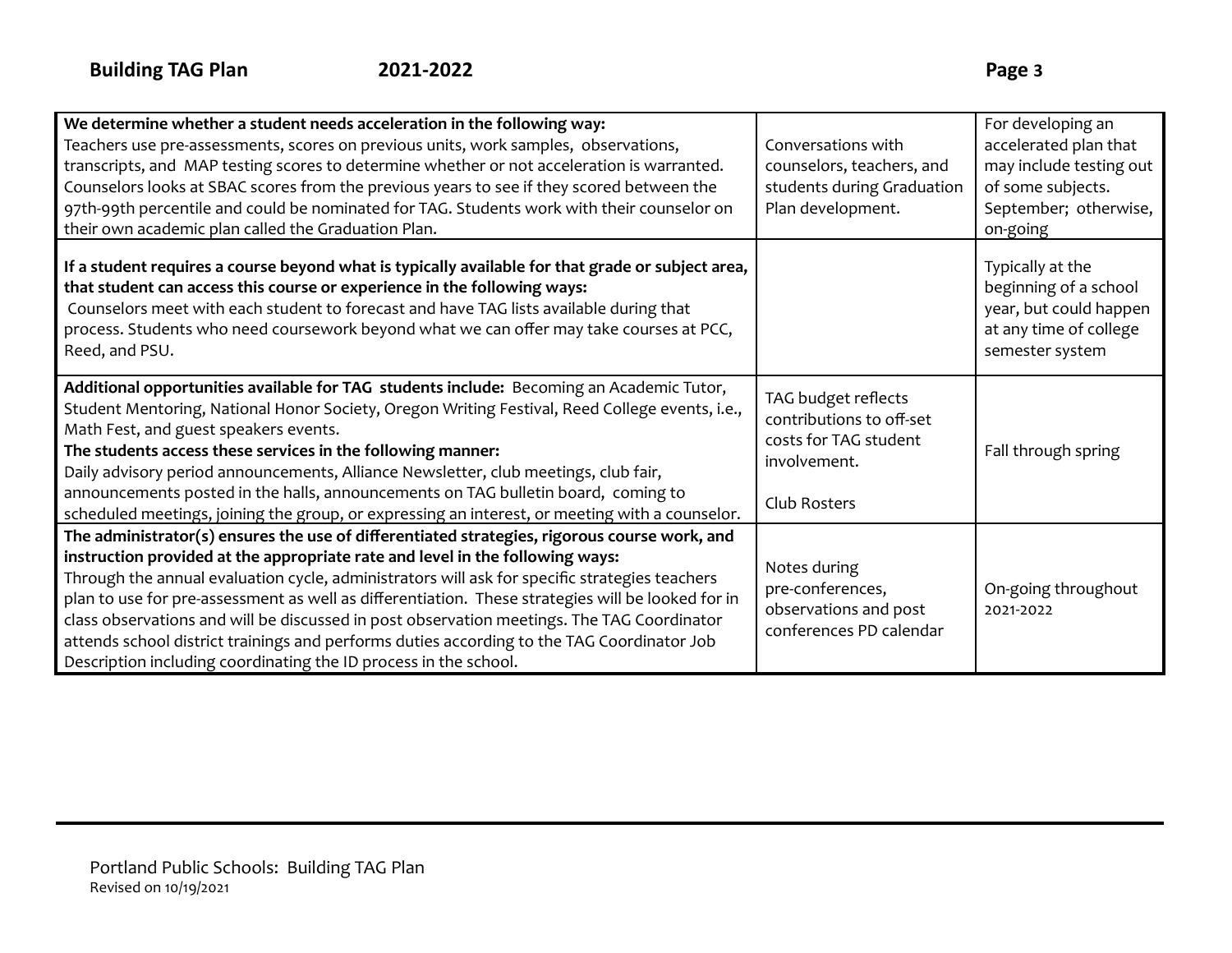| | | |
|---|---|---|
| **We determine whether a student needs acceleration in the following way:** Teachers use pre-assessments, scores on previous units, work samples, observations, transcripts, and MAP testing scores to determine whether or not acceleration is warranted. Counselors looks at SBAC scores from the previous years to see if they scored between the 97th-99th percentile and could be nominated for TAG. Students work with their counselor on their own academic plan called the Graduation Plan. | Conversations with counselors, teachers, and students during Graduation Plan development. | For developing an accelerated plan that may include testing out of some subjects. September; otherwise, on-going |
| **If a student requires a course beyond what is typically available for that grade or subject area, that student can access this course or experience in the following ways:** Counselors meet with each student to forecast and have TAG lists available during that process. Students who need coursework beyond what we can offer may take courses at PCC, Reed, and PSU. | | Typically at the beginning of a school year, but could happen at any time of college semester system |
| **Additional opportunities available for TAG students include:** Becoming an Academic Tutor, Student Mentoring, National Honor Society, Oregon Writing Festival, Reed College events, i.e., Math Fest, and guest speakers events. **The students access these services in the following manner:** Daily advisory period announcements, Alliance Newsletter, club meetings, club fair, announcements posted in the halls, announcements on TAG bulletin board, coming to scheduled meetings, joining the group, or expressing an interest, or meeting with a counselor. | TAG budget reflects contributions to off-set costs for TAG student involvement. Club Rosters | Fall through spring |
| **The administrator(s) ensures the use of differentiated strategies, rigorous course work, and instruction provided at the appropriate rate and level in the following ways:** Through the annual evaluation cycle, administrators will ask for specific strategies teachers plan to use for pre-assessment as well as differentiation. These strategies will be looked for in class observations and will be discussed in post observation meetings. The TAG Coordinator attends school district trainings and performs duties according to the TAG Coordinator Job Description including coordinating the ID process in the school. | Notes during pre-conferences, observations and post conferences PD calendar | On-going throughout 2021-2022 |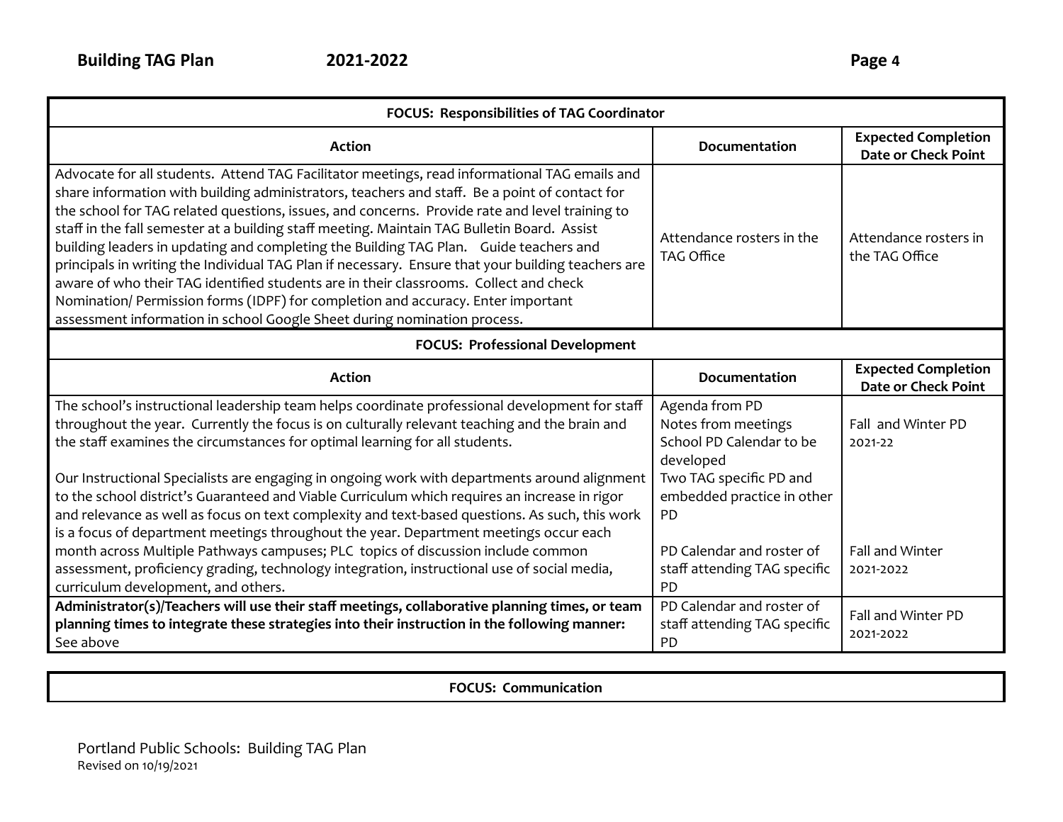| FOCUS: Responsibilities of TAG Coordinator | | |
|---|---|---|
| **Action** | **Documentation** | **Expected Completion Date or Check Point** |
| Advocate for all students. Attend TAG Facilitator meetings, read informational TAG emails and share information with building administrators, teachers and staff. Be a point of contact for the school for TAG related questions, issues, and concerns. Provide rate and level training to staff in the fall semester at a building staff meeting. Maintain TAG Bulletin Board. Assist building leaders in updating and completing the Building TAG Plan. Guide teachers and principals in writing the Individual TAG Plan if necessary. Ensure that your building teachers are aware of who their TAG identified students are in their classrooms. Collect and check Nomination/ Permission forms (IDPF) for completion and accuracy. Enter important assessment information in school Google Sheet during nomination process. | Attendance rosters in the TAG Office | Attendance rosters in the TAG Office |

| FOCUS: Professional Development | | |
|---|---|---|
| **Action** | **Documentation** | **Expected Completion Date or Check Point** |
| The school's instructional leadership team helps coordinate professional development for staff throughout the year. Currently the focus is on culturally relevant teaching and the brain and the staff examines the circumstances for optimal learning for all students.<br><br>Our Instructional Specialists are engaging in ongoing work with departments around alignment to the school district's Guaranteed and Viable Curriculum which requires an increase in rigor and relevance as well as focus on text complexity and text-based questions. As such, this work is a focus of department meetings throughout the year. Department meetings occur each month across Multiple Pathways campuses; PLC topics of discussion include common assessment, proficiency grading, technology integration, instructional use of social media, curriculum development, and others. | Agenda from PD<br>Notes from meetings<br>School PD Calendar to be developed<br>Two TAG specific PD and embedded practice in other PD<br><br>PD Calendar and roster of staff attending TAG specific PD | Fall and Winter PD 2021-22<br><br><br><br><br>Fall and Winter 2021-2022 |
| **Administrator(s)/Teachers will use their staff meetings, collaborative planning times, or team planning times to integrate these strategies into their instruction in the following manner:** See above | PD Calendar and roster of staff attending TAG specific PD | Fall and Winter PD 2021-2022 |

| FOCUS: Communication |
|---|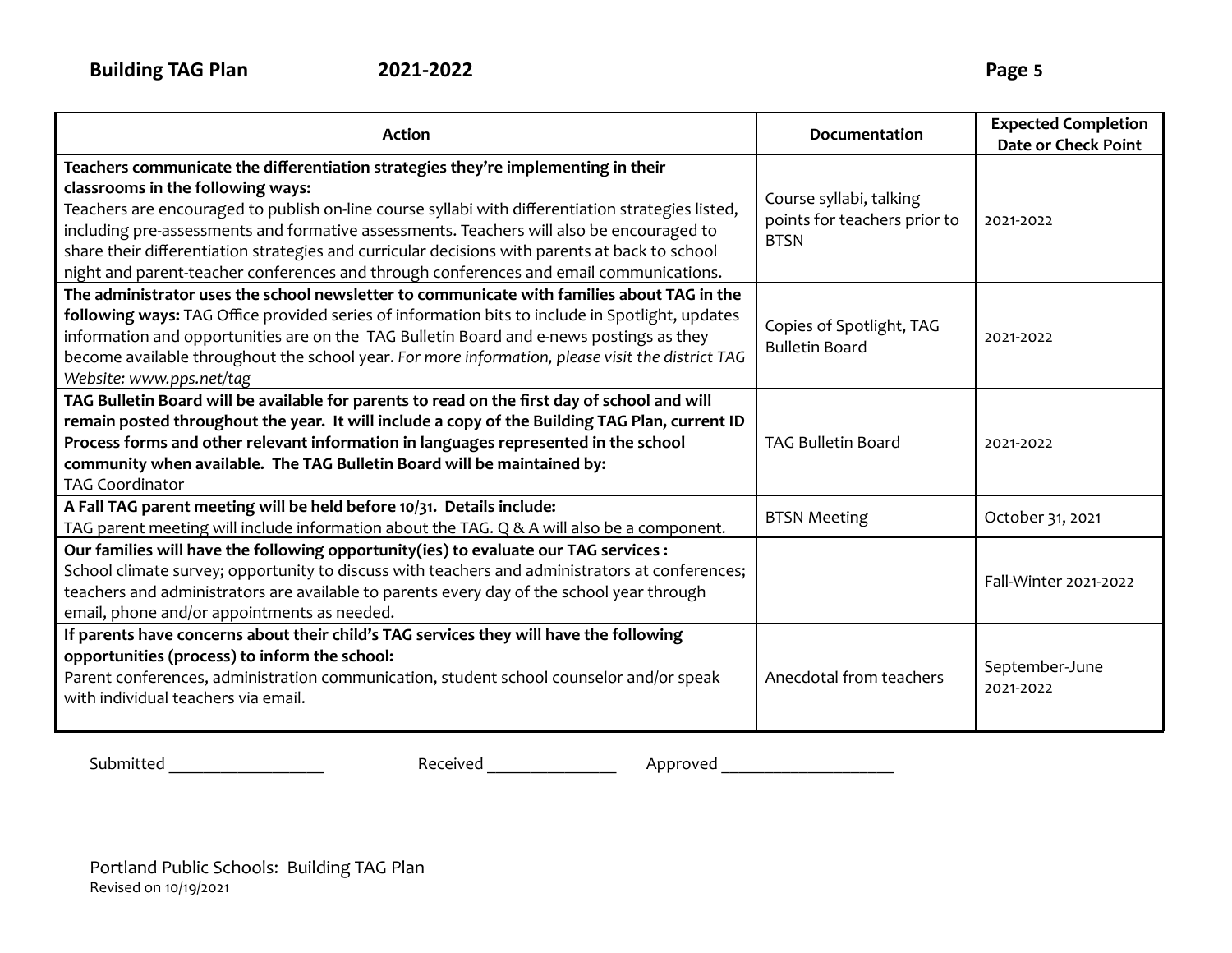| Action | Documentation | Expected Completion Date or Check Point |
|---|---|---|
| **Teachers communicate the differentiation strategies they're implementing in their classrooms in the following ways:** Teachers are encouraged to publish on-line course syllabi with differentiation strategies listed, including pre-assessments and formative assessments. Teachers will also be encouraged to share their differentiation strategies and curricular decisions with parents at back to school night and parent-teacher conferences and through conferences and email communications. | Course syllabi, talking points for teachers prior to BTSN | 2021-2022 |
| **The administrator uses the school newsletter to communicate with families about TAG in the following ways:** TAG Office provided series of information bits to include in Spotlight, updates information and opportunities are on the TAG Bulletin Board and e-news postings as they become available throughout the school year. *For more information, please visit the district TAG Website: www.pps.net/tag* | Copies of Spotlight, TAG Bulletin Board | 2021-2022 |
| **TAG Bulletin Board will be available for parents to read on the first day of school and will remain posted throughout the year. It will include a copy of the Building TAG Plan, current ID Process forms and other relevant information in languages represented in the school community when available. The TAG Bulletin Board will be maintained by:** TAG Coordinator | TAG Bulletin Board | 2021-2022 |
| **A Fall TAG parent meeting will be held before 10/31. Details include:** TAG parent meeting will include information about the TAG. Q & A will also be a component. | BTSN Meeting | October 31, 2021 |
| **Our families will have the following opportunity(ies) to evaluate our TAG services :** School climate survey; opportunity to discuss with teachers and administrators at conferences; teachers and administrators are available to parents every day of the school year through email, phone and/or appointments as needed. | | Fall-Winter 2021-2022 |
| **If parents have concerns about their child's TAG services they will have the following opportunities (process) to inform the school:** Parent conferences, administration communication, student school counselor and/or speak with individual teachers via email. | Anecdotal from teachers | September-June 2021-2022 |

Submitted ___________________ Received _______________ Approved ____________________

Portland Public Schools: Building TAG Plan
Revised on 10/19/2021